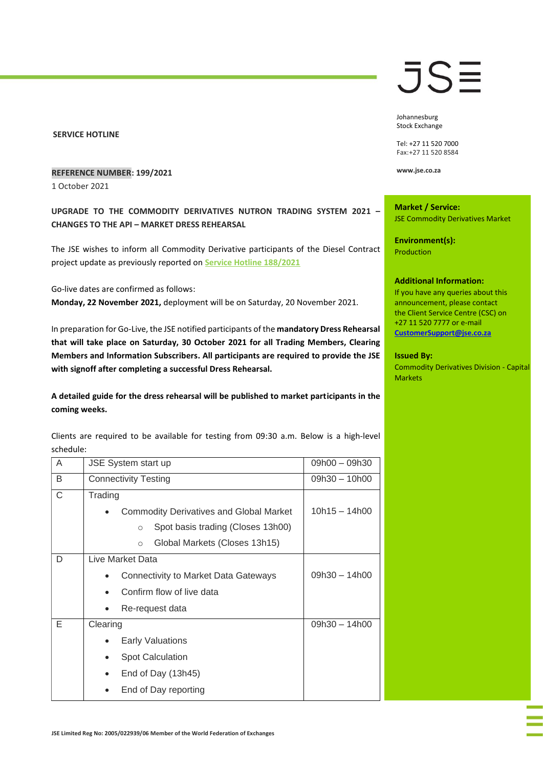JSE

Johannesburg
Stock Exchange

Tel: +27 11 520 7000
Fax:+27 11 520 8584

www.jse.co.za

**SERVICE HOTLINE**

**REFERENCE NUMBER: 199/2021**

1 October 2021

**UPGRADE TO THE COMMODITY DERIVATIVES NUTRON TRADING SYSTEM 2021 – CHANGES TO THE API – MARKET DRESS REHEARSAL**

The JSE wishes to inform all Commodity Derivative participants of the Diesel Contract project update as previously reported on Service Hotline 188/2021

Go-live dates are confirmed as follows:

**Monday, 22 November 2021,** deployment will be on Saturday, 20 November 2021.

In preparation for Go-Live, the JSE notified participants of the **mandatory Dress Rehearsal that will take place on Saturday, 30 October 2021 for all Trading Members, Clearing Members and Information Subscribers. All participants are required to provide the JSE with signoff after completing a successful Dress Rehearsal.**

**A detailed guide for the dress rehearsal will be published to market participants in the coming weeks.**

Clients are required to be available for testing from 09:30 a.m. Below is a high-level schedule:

| | | |
|---|---|---|
| A | JSE System start up | 09h00 – 09h30 |
| B | Connectivity Testing | 09h30 – 10h00 |
| C | Trading<br>• Commodity Derivatives and Global Market<br>  ○ Spot basis trading (Closes 13h00)<br>  ○ Global Markets (Closes 13h15) | 10h15 – 14h00 |
| D | Live Market Data<br>• Connectivity to Market Data Gateways<br>• Confirm flow of live data<br>• Re-request data | 09h30 – 14h00 |
| E | Clearing<br>• Early Valuations<br>• Spot Calculation<br>• End of Day (13h45)<br>• End of Day reporting | 09h30 – 14h00 |

**Market / Service:**
JSE Commodity Derivatives Market

**Environment(s):**
Production

**Additional Information:**
If you have any queries about this announcement, please contact the Client Service Centre (CSC) on +27 11 520 7777 or e-mail **CustomerSupport@jse.co.za**

**Issued By:**
Commodity Derivatives Division - Capital Markets

JSE Limited Reg No: 2005/022939/06 Member of the World Federation of Exchanges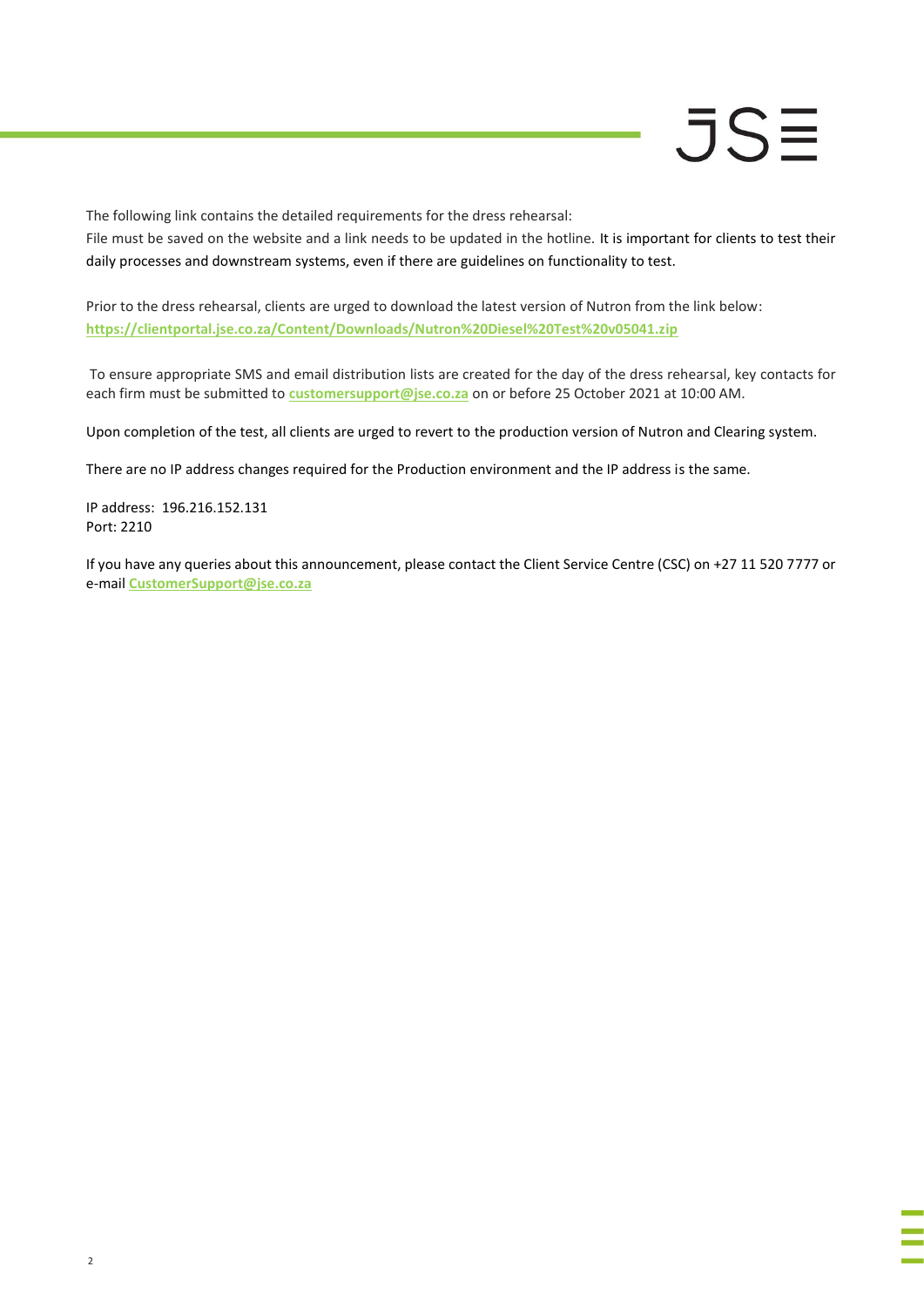The following link contains the detailed requirements for the dress rehearsal:

File must be saved on the website and a link needs to be updated in the hotline. It is important for clients to test their daily processes and downstream systems, even if there are guidelines on functionality to test.

Prior to the dress rehearsal, clients are urged to download the latest version of Nutron from the link below:
**https://clientportal.jse.co.za/Content/Downloads/Nutron%20Diesel%20Test%20v05041.zip**

To ensure appropriate SMS and email distribution lists are created for the day of the dress rehearsal, key contacts for each firm must be submitted to **customersupport@jse.co.za** on or before 25 October 2021 at 10:00 AM.

Upon completion of the test, all clients are urged to revert to the production version of Nutron and Clearing system.

There are no IP address changes required for the Production environment and the IP address is the same.

IP address: 196.216.152.131
Port: 2210

If you have any queries about this announcement, please contact the Client Service Centre (CSC) on +27 11 520 7777 or e-mail **CustomerSupport@jse.co.za**